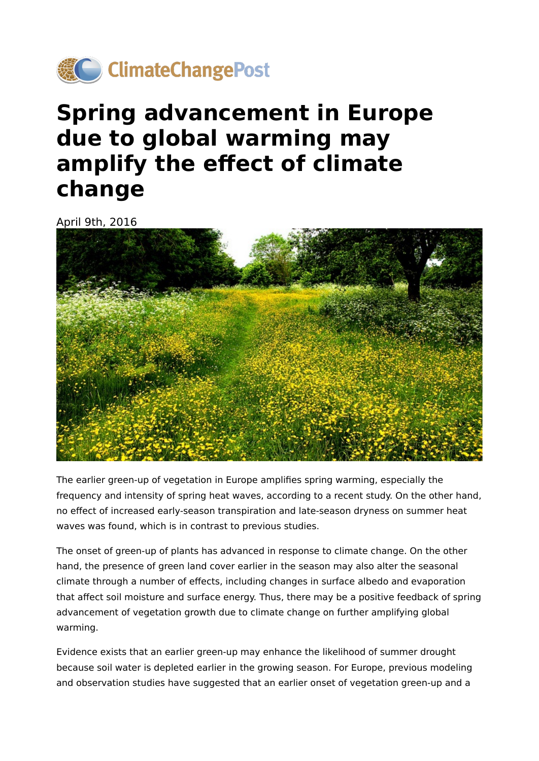ClimateChangePost

# Spring advancement in Europe due to global warming may amplify the effect of climate change

April 9th, 2016

The earlier green-up of vegetation in Europe amplifies spring warming, especially the frequency and intensity of spring heat waves, according to a recent study. On the other hand, no effect of increased early-season transpiration and late-season dryness on summer heat waves was found, which is in contrast to previous studies.

The onset of green-up of plants has advanced in response to climate change. On the other hand, the presence of green land cover earlier in the season may also alter the seasonal climate through a number of effects, including changes in surface albedo and evaporation that affect soil moisture and surface energy. Thus, there may be a positive feedback of spring advancement of vegetation growth due to climate change on further amplifying global warming.

Evidence exists that an earlier green-up may enhance the likelihood of summer drought because soil water is depleted earlier in the growing season. For Europe, previous modeling and observation studies have suggested that an earlier onset of vegetation green-up and a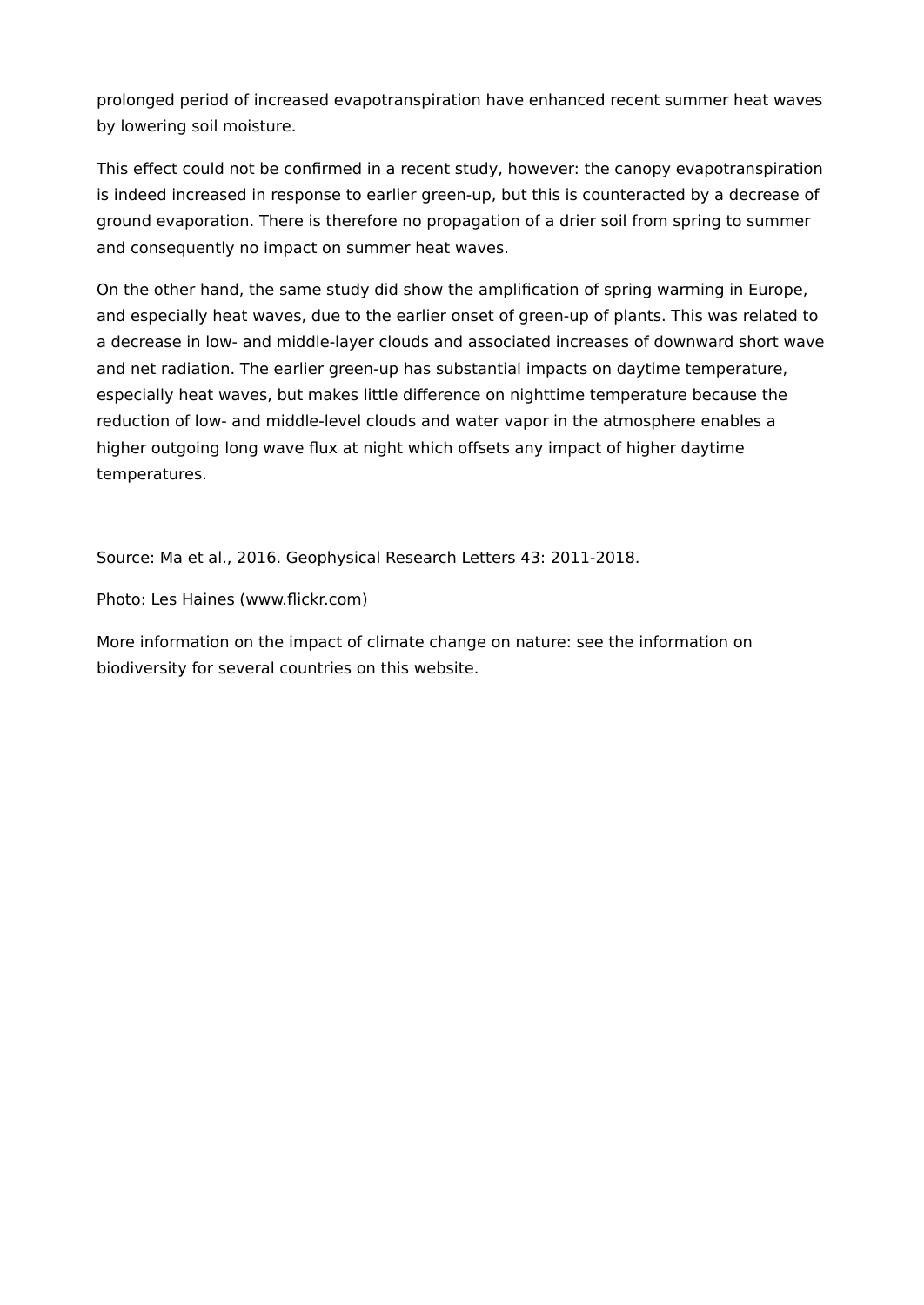prolonged period of increased evapotranspiration have enhanced recent summer heat waves by lowering soil moisture.

This effect could not be confirmed in a recent study, however: the canopy evapotranspiration is indeed increased in response to earlier green-up, but this is counteracted by a decrease of ground evaporation. There is therefore no propagation of a drier soil from spring to summer and consequently no impact on summer heat waves.

On the other hand, the same study did show the amplification of spring warming in Europe, and especially heat waves, due to the earlier onset of green-up of plants. This was related to a decrease in low- and middle-layer clouds and associated increases of downward short wave and net radiation. The earlier green-up has substantial impacts on daytime temperature, especially heat waves, but makes little difference on nighttime temperature because the reduction of low- and middle-level clouds and water vapor in the atmosphere enables a higher outgoing long wave flux at night which offsets any impact of higher daytime temperatures.

Source: Ma et al., 2016. Geophysical Research Letters 43: 2011-2018.

Photo: Les Haines (www.flickr.com)

More information on the impact of climate change on nature: see the information on biodiversity for several countries on this website.